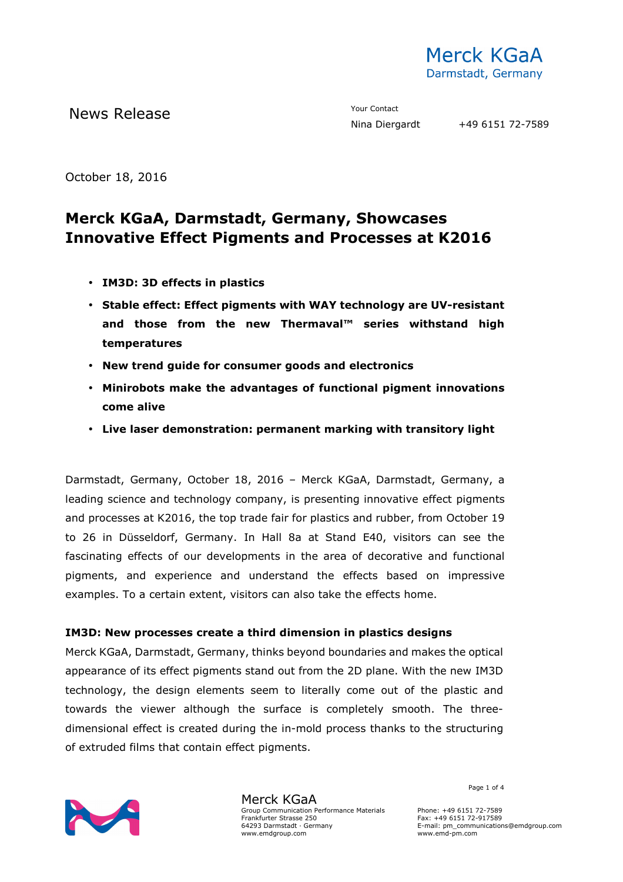Merck KGaA
Darmstadt, Germany

News Release

Your Contact
Nina Diergardt +49 6151 72-7589

October 18, 2016

# Merck KGaA, Darmstadt, Germany, Showcases Innovative Effect Pigments and Processes at K2016

- **IM3D: 3D effects in plastics**
- **Stable effect: Effect pigments with WAY technology are UV-resistant and those from the new Thermaval™ series withstand high temperatures**
- **New trend guide for consumer goods and electronics**
- **Minirobots make the advantages of functional pigment innovations come alive**
- **Live laser demonstration: permanent marking with transitory light**

Darmstadt, Germany, October 18, 2016 – Merck KGaA, Darmstadt, Germany, a leading science and technology company, is presenting innovative effect pigments and processes at K2016, the top trade fair for plastics and rubber, from October 19 to 26 in Düsseldorf, Germany. In Hall 8a at Stand E40, visitors can see the fascinating effects of our developments in the area of decorative and functional pigments, and experience and understand the effects based on impressive examples. To a certain extent, visitors can also take the effects home.

**IM3D: New processes create a third dimension in plastics designs**

Merck KGaA, Darmstadt, Germany, thinks beyond boundaries and makes the optical appearance of its effect pigments stand out from the 2D plane. With the new IM3D technology, the design elements seem to literally come out of the plastic and towards the viewer although the surface is completely smooth. The three-dimensional effect is created during the in-mold process thanks to the structuring of extruded films that contain effect pigments.

Merck KGaA
Group Communication Performance Materials
Frankfurter Strasse 250
64293 Darmstadt · Germany
www.emdgroup.com

Phone: +49 6151 72-7589
Fax: +49 6151 72-917589
E-mail: pm_communications@emdgroup.com
www.emd-pm.com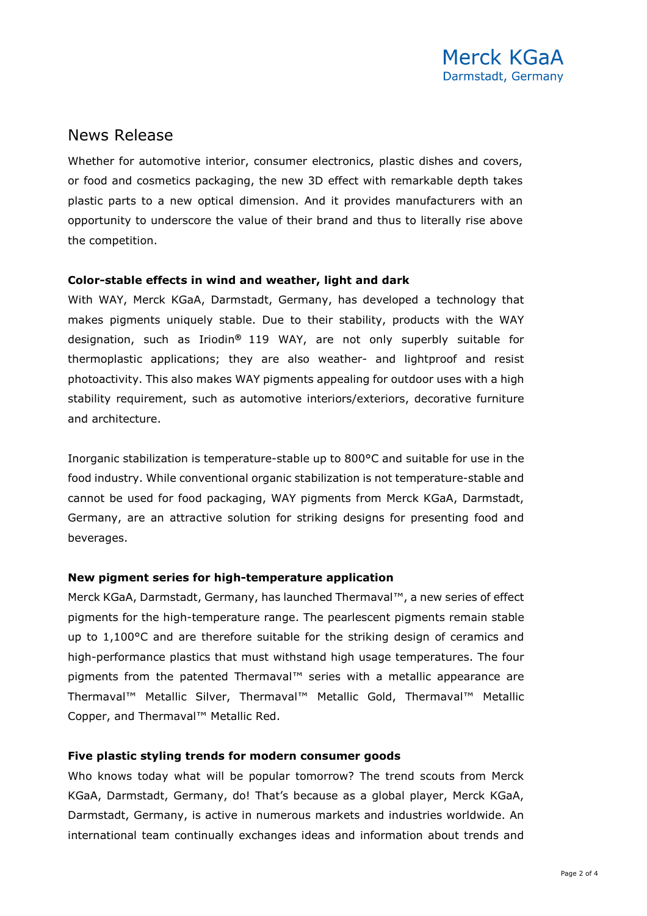## News Release

Whether for automotive interior, consumer electronics, plastic dishes and covers, or food and cosmetics packaging, the new 3D effect with remarkable depth takes plastic parts to a new optical dimension. And it provides manufacturers with an opportunity to underscore the value of their brand and thus to literally rise above the competition.

**Color-stable effects in wind and weather, light and dark**

With WAY, Merck KGaA, Darmstadt, Germany, has developed a technology that makes pigments uniquely stable. Due to their stability, products with the WAY designation, such as Iriodin® 119 WAY, are not only superbly suitable for thermoplastic applications; they are also weather- and lightproof and resist photoactivity. This also makes WAY pigments appealing for outdoor uses with a high stability requirement, such as automotive interiors/exteriors, decorative furniture and architecture.

Inorganic stabilization is temperature-stable up to 800°C and suitable for use in the food industry. While conventional organic stabilization is not temperature-stable and cannot be used for food packaging, WAY pigments from Merck KGaA, Darmstadt, Germany, are an attractive solution for striking designs for presenting food and beverages.

**New pigment series for high-temperature application**

Merck KGaA, Darmstadt, Germany, has launched Thermaval™, a new series of effect pigments for the high-temperature range. The pearlescent pigments remain stable up to 1,100°C and are therefore suitable for the striking design of ceramics and high-performance plastics that must withstand high usage temperatures. The four pigments from the patented Thermaval™ series with a metallic appearance are Thermaval™ Metallic Silver, Thermaval™ Metallic Gold, Thermaval™ Metallic Copper, and Thermaval™ Metallic Red.

**Five plastic styling trends for modern consumer goods**

Who knows today what will be popular tomorrow? The trend scouts from Merck KGaA, Darmstadt, Germany, do! That's because as a global player, Merck KGaA, Darmstadt, Germany, is active in numerous markets and industries worldwide. An international team continually exchanges ideas and information about trends and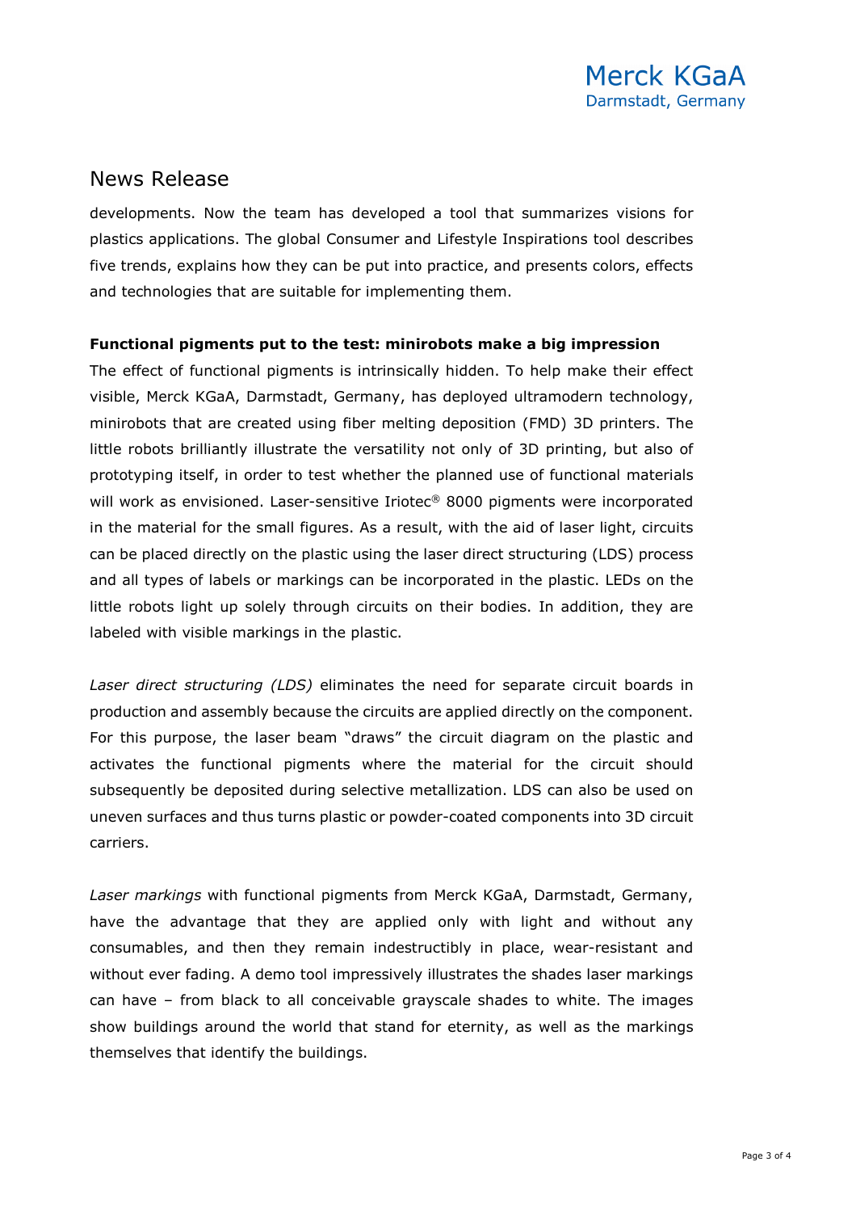developments. Now the team has developed a tool that summarizes visions for plastics applications. The global Consumer and Lifestyle Inspirations tool describes five trends, explains how they can be put into practice, and presents colors, effects and technologies that are suitable for implementing them.

**Functional pigments put to the test: minirobots make a big impression**

The effect of functional pigments is intrinsically hidden. To help make their effect visible, Merck KGaA, Darmstadt, Germany, has deployed ultramodern technology, minirobots that are created using fiber melting deposition (FMD) 3D printers. The little robots brilliantly illustrate the versatility not only of 3D printing, but also of prototyping itself, in order to test whether the planned use of functional materials will work as envisioned. Laser-sensitive Iriotec® 8000 pigments were incorporated in the material for the small figures. As a result, with the aid of laser light, circuits can be placed directly on the plastic using the laser direct structuring (LDS) process and all types of labels or markings can be incorporated in the plastic. LEDs on the little robots light up solely through circuits on their bodies. In addition, they are labeled with visible markings in the plastic.

*Laser direct structuring (LDS)* eliminates the need for separate circuit boards in production and assembly because the circuits are applied directly on the component. For this purpose, the laser beam "draws" the circuit diagram on the plastic and activates the functional pigments where the material for the circuit should subsequently be deposited during selective metallization. LDS can also be used on uneven surfaces and thus turns plastic or powder-coated components into 3D circuit carriers.

*Laser markings* with functional pigments from Merck KGaA, Darmstadt, Germany, have the advantage that they are applied only with light and without any consumables, and then they remain indestructibly in place, wear-resistant and without ever fading. A demo tool impressively illustrates the shades laser markings can have – from black to all conceivable grayscale shades to white. The images show buildings around the world that stand for eternity, as well as the markings themselves that identify the buildings.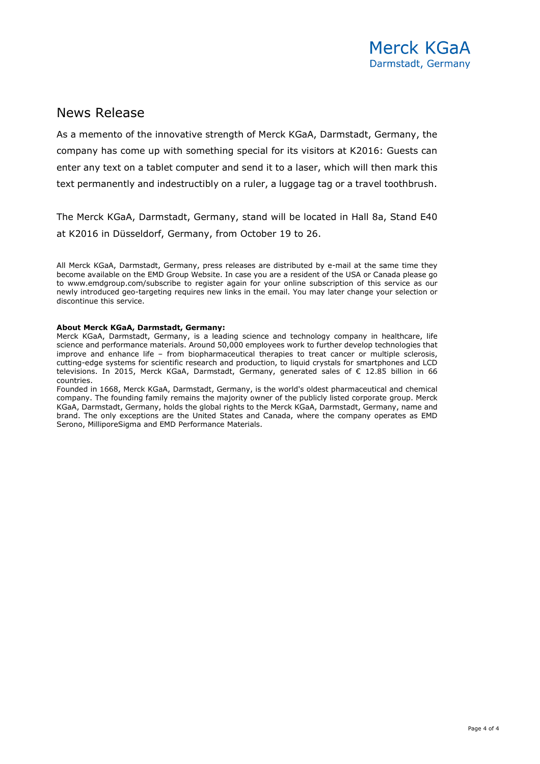Merck KGaA
Darmstadt, Germany

# News Release

As a memento of the innovative strength of Merck KGaA, Darmstadt, Germany, the company has come up with something special for its visitors at K2016: Guests can enter any text on a tablet computer and send it to a laser, which will then mark this text permanently and indestructibly on a ruler, a luggage tag or a travel toothbrush.

The Merck KGaA, Darmstadt, Germany, stand will be located in Hall 8a, Stand E40 at K2016 in Düsseldorf, Germany, from October 19 to 26.

All Merck KGaA, Darmstadt, Germany, press releases are distributed by e-mail at the same time they become available on the EMD Group Website. In case you are a resident of the USA or Canada please go to www.emdgroup.com/subscribe to register again for your online subscription of this service as our newly introduced geo-targeting requires new links in the email. You may later change your selection or discontinue this service.

**About Merck KGaA, Darmstadt, Germany:**
Merck KGaA, Darmstadt, Germany, is a leading science and technology company in healthcare, life science and performance materials. Around 50,000 employees work to further develop technologies that improve and enhance life – from biopharmaceutical therapies to treat cancer or multiple sclerosis, cutting-edge systems for scientific research and production, to liquid crystals for smartphones and LCD televisions. In 2015, Merck KGaA, Darmstadt, Germany, generated sales of € 12.85 billion in 66 countries.
Founded in 1668, Merck KGaA, Darmstadt, Germany, is the world's oldest pharmaceutical and chemical company. The founding family remains the majority owner of the publicly listed corporate group. Merck KGaA, Darmstadt, Germany, holds the global rights to the Merck KGaA, Darmstadt, Germany, name and brand. The only exceptions are the United States and Canada, where the company operates as EMD Serono, MilliporeSigma and EMD Performance Materials.